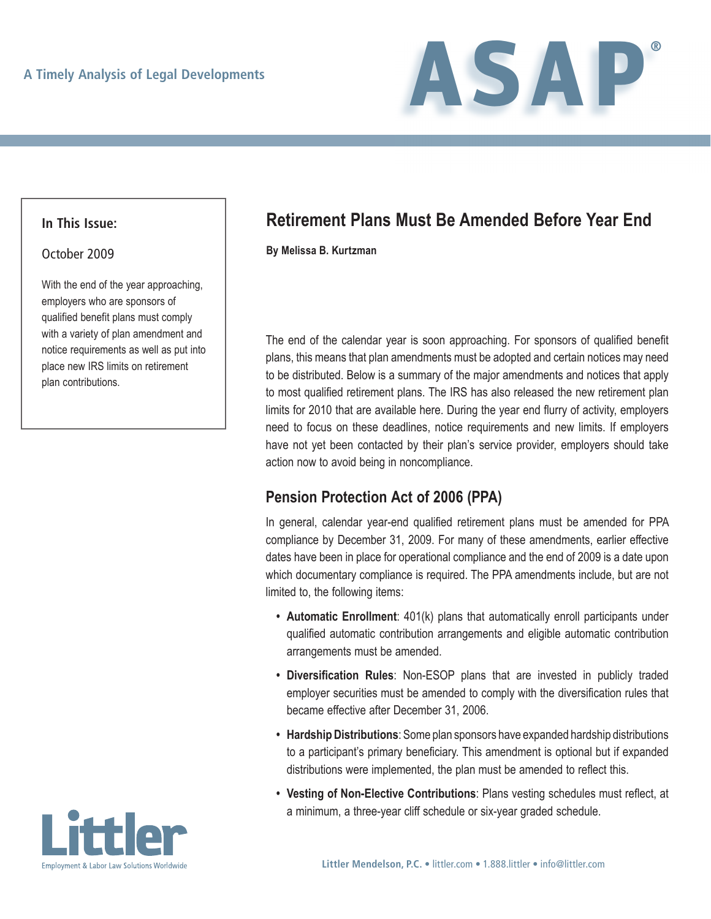A Timely Analysis of Legal Developments

# ASAP®

**In This Issue:**

October 2009

With the end of the year approaching, employers who are sponsors of qualified benefit plans must comply with a variety of plan amendment and notice requirements as well as put into place new IRS limits on retirement plan contributions.

## Retirement Plans Must Be Amended Before Year End

**By Melissa B. Kurtzman**

The end of the calendar year is soon approaching. For sponsors of qualified benefit plans, this means that plan amendments must be adopted and certain notices may need to be distributed. Below is a summary of the major amendments and notices that apply to most qualified retirement plans. The IRS has also released the new retirement plan limits for 2010 that are available here. During the year end flurry of activity, employers need to focus on these deadlines, notice requirements and new limits. If employers have not yet been contacted by their plan's service provider, employers should take action now to avoid being in noncompliance.

### Pension Protection Act of 2006 (PPA)

In general, calendar year-end qualified retirement plans must be amended for PPA compliance by December 31, 2009. For many of these amendments, earlier effective dates have been in place for operational compliance and the end of 2009 is a date upon which documentary compliance is required. The PPA amendments include, but are not limited to, the following items:

- **Automatic Enrollment**: 401(k) plans that automatically enroll participants under qualified automatic contribution arrangements and eligible automatic contribution arrangements must be amended.
- **Diversification Rules**: Non-ESOP plans that are invested in publicly traded employer securities must be amended to comply with the diversification rules that became effective after December 31, 2006.
- **Hardship Distributions**: Some plan sponsors have expanded hardship distributions to a participant's primary beneficiary. This amendment is optional but if expanded distributions were implemented, the plan must be amended to reflect this.
- **Vesting of Non-Elective Contributions**: Plans vesting schedules must reflect, at a minimum, a three-year cliff schedule or six-year graded schedule.

Littler
Employment & Labor Law Solutions Worldwide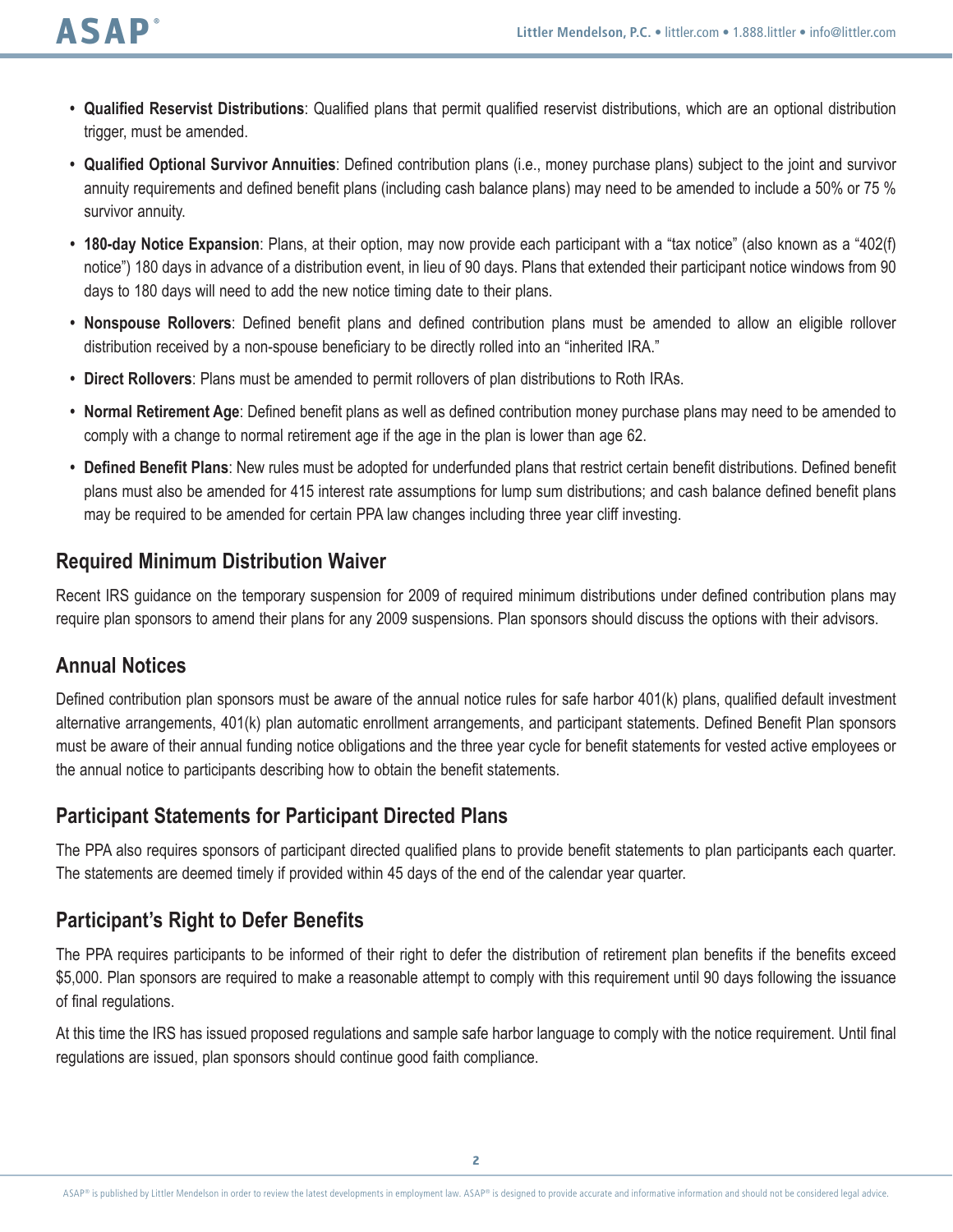- **Qualified Reservist Distributions**: Qualified plans that permit qualified reservist distributions, which are an optional distribution trigger, must be amended.
- **Qualified Optional Survivor Annuities**: Defined contribution plans (i.e., money purchase plans) subject to the joint and survivor annuity requirements and defined benefit plans (including cash balance plans) may need to be amended to include a 50% or 75 % survivor annuity.
- **180-day Notice Expansion**: Plans, at their option, may now provide each participant with a "tax notice" (also known as a "402(f) notice") 180 days in advance of a distribution event, in lieu of 90 days. Plans that extended their participant notice windows from 90 days to 180 days will need to add the new notice timing date to their plans.
- **Nonspouse Rollovers**: Defined benefit plans and defined contribution plans must be amended to allow an eligible rollover distribution received by a non-spouse beneficiary to be directly rolled into an "inherited IRA."
- **Direct Rollovers**: Plans must be amended to permit rollovers of plan distributions to Roth IRAs.
- **Normal Retirement Age**: Defined benefit plans as well as defined contribution money purchase plans may need to be amended to comply with a change to normal retirement age if the age in the plan is lower than age 62.
- **Defined Benefit Plans**: New rules must be adopted for underfunded plans that restrict certain benefit distributions. Defined benefit plans must also be amended for 415 interest rate assumptions for lump sum distributions; and cash balance defined benefit plans may be required to be amended for certain PPA law changes including three year cliff investing.

## Required Minimum Distribution Waiver

Recent IRS guidance on the temporary suspension for 2009 of required minimum distributions under defined contribution plans may require plan sponsors to amend their plans for any 2009 suspensions. Plan sponsors should discuss the options with their advisors.

## Annual Notices

Defined contribution plan sponsors must be aware of the annual notice rules for safe harbor 401(k) plans, qualified default investment alternative arrangements, 401(k) plan automatic enrollment arrangements, and participant statements. Defined Benefit Plan sponsors must be aware of their annual funding notice obligations and the three year cycle for benefit statements for vested active employees or the annual notice to participants describing how to obtain the benefit statements.

## Participant Statements for Participant Directed Plans

The PPA also requires sponsors of participant directed qualified plans to provide benefit statements to plan participants each quarter. The statements are deemed timely if provided within 45 days of the end of the calendar year quarter.

## Participant's Right to Defer Benefits

The PPA requires participants to be informed of their right to defer the distribution of retirement plan benefits if the benefits exceed $5,000. Plan sponsors are required to make a reasonable attempt to comply with this requirement until 90 days following the issuance of final regulations.

At this time the IRS has issued proposed regulations and sample safe harbor language to comply with the notice requirement. Until final regulations are issued, plan sponsors should continue good faith compliance.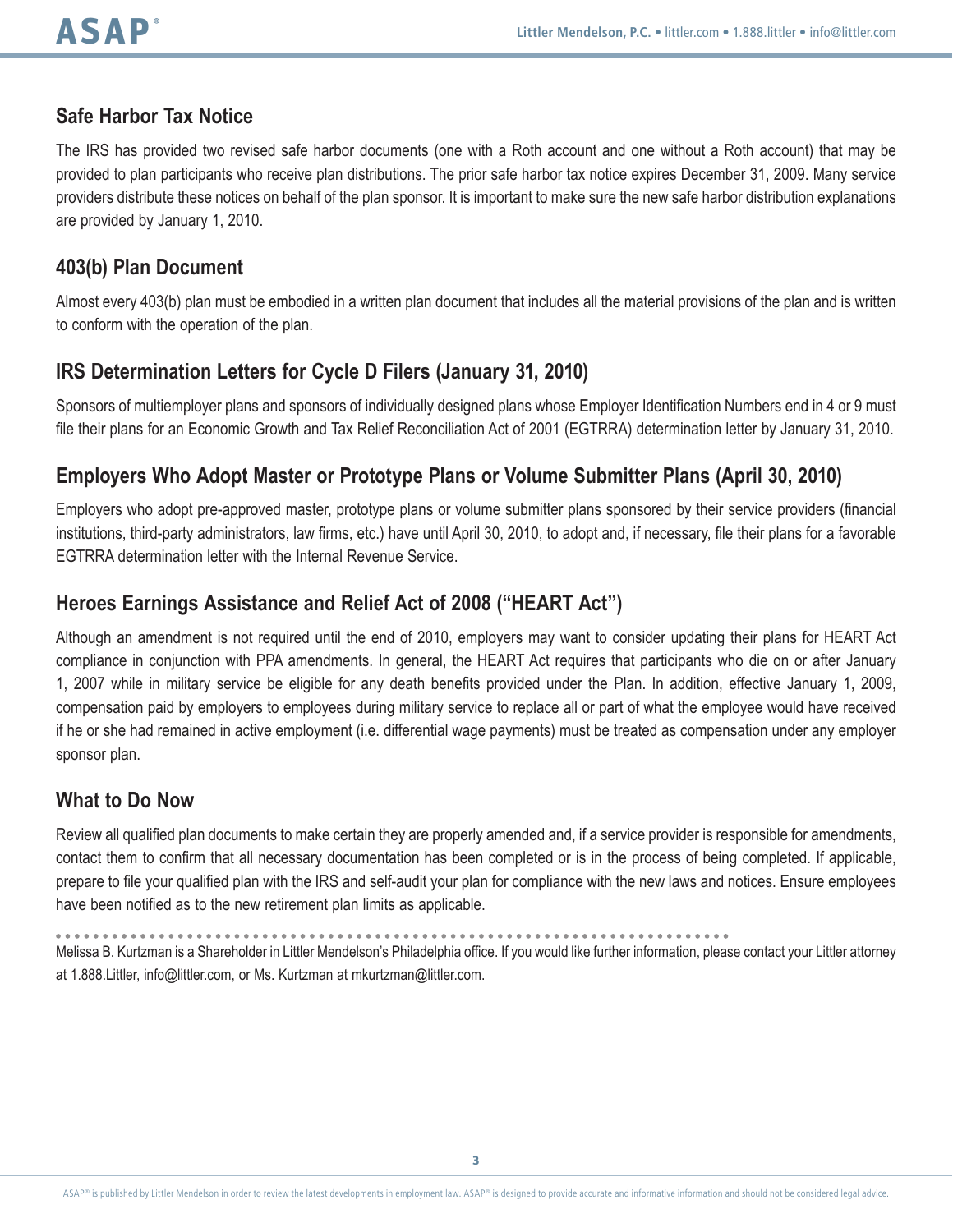## Safe Harbor Tax Notice

The IRS has provided two revised safe harbor documents (one with a Roth account and one without a Roth account) that may be provided to plan participants who receive plan distributions. The prior safe harbor tax notice expires December 31, 2009. Many service providers distribute these notices on behalf of the plan sponsor. It is important to make sure the new safe harbor distribution explanations are provided by January 1, 2010.

## 403(b) Plan Document

Almost every 403(b) plan must be embodied in a written plan document that includes all the material provisions of the plan and is written to conform with the operation of the plan.

## IRS Determination Letters for Cycle D Filers (January 31, 2010)

Sponsors of multiemployer plans and sponsors of individually designed plans whose Employer Identification Numbers end in 4 or 9 must file their plans for an Economic Growth and Tax Relief Reconciliation Act of 2001 (EGTRRA) determination letter by January 31, 2010.

## Employers Who Adopt Master or Prototype Plans or Volume Submitter Plans (April 30, 2010)

Employers who adopt pre-approved master, prototype plans or volume submitter plans sponsored by their service providers (financial institutions, third-party administrators, law firms, etc.) have until April 30, 2010, to adopt and, if necessary, file their plans for a favorable EGTRRA determination letter with the Internal Revenue Service.

## Heroes Earnings Assistance and Relief Act of 2008 ("HEART Act")

Although an amendment is not required until the end of 2010, employers may want to consider updating their plans for HEART Act compliance in conjunction with PPA amendments. In general, the HEART Act requires that participants who die on or after January 1, 2007 while in military service be eligible for any death benefits provided under the Plan. In addition, effective January 1, 2009, compensation paid by employers to employees during military service to replace all or part of what the employee would have received if he or she had remained in active employment (i.e. differential wage payments) must be treated as compensation under any employer sponsor plan.

## What to Do Now

Review all qualified plan documents to make certain they are properly amended and, if a service provider is responsible for amendments, contact them to confirm that all necessary documentation has been completed or is in the process of being completed. If applicable, prepare to file your qualified plan with the IRS and self-audit your plan for compliance with the new laws and notices. Ensure employees have been notified as to the new retirement plan limits as applicable.

---

Melissa B. Kurtzman is a Shareholder in Littler Mendelson's Philadelphia office. If you would like further information, please contact your Littler attorney at 1.888.Littler, info@littler.com, or Ms. Kurtzman at mkurtzman@littler.com.